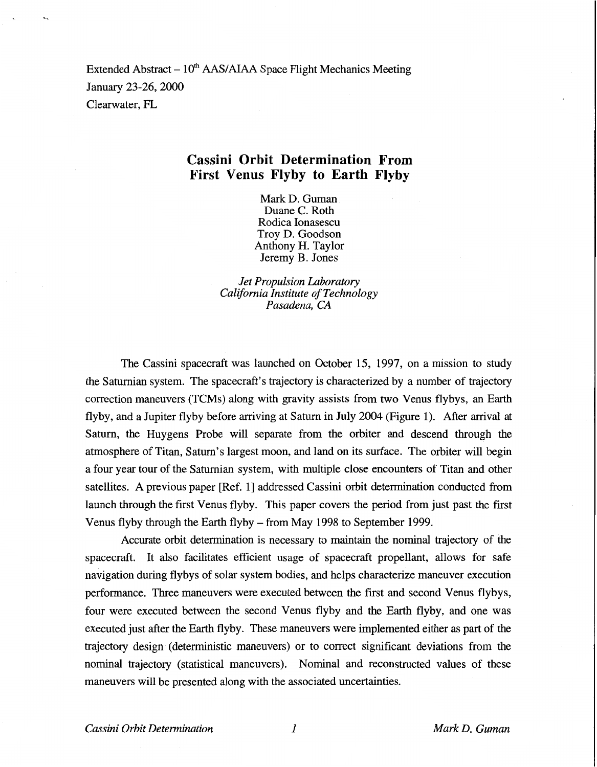Extended Abstract – 10th AAS/AIAA Space Flight Mechanics Meeting
January 23-26, 2000
Clearwater, FL

# Cassini Orbit Determination From First Venus Flyby to Earth Flyby

Mark D. Guman
Duane C. Roth
Rodica Ionasescu
Troy D. Goodson
Anthony H. Taylor
Jeremy B. Jones

*Jet Propulsion Laboratory*
*California Institute of Technology*
*Pasadena, CA*

The Cassini spacecraft was launched on October 15, 1997, on a mission to study the Saturnian system. The spacecraft's trajectory is characterized by a number of trajectory correction maneuvers (TCMs) along with gravity assists from two Venus flybys, an Earth flyby, and a Jupiter flyby before arriving at Saturn in July 2004 (Figure 1). After arrival at Saturn, the Huygens Probe will separate from the orbiter and descend through the atmosphere of Titan, Saturn's largest moon, and land on its surface. The orbiter will begin a four year tour of the Saturnian system, with multiple close encounters of Titan and other satellites. A previous paper [Ref. 1] addressed Cassini orbit determination conducted from launch through the first Venus flyby. This paper covers the period from just past the first Venus flyby through the Earth flyby – from May 1998 to September 1999.

Accurate orbit determination is necessary to maintain the nominal trajectory of the spacecraft. It also facilitates efficient usage of spacecraft propellant, allows for safe navigation during flybys of solar system bodies, and helps characterize maneuver execution performance. Three maneuvers were executed between the first and second Venus flybys, four were executed between the second Venus flyby and the Earth flyby, and one was executed just after the Earth flyby. These maneuvers were implemented either as part of the trajectory design (deterministic maneuvers) or to correct significant deviations from the nominal trajectory (statistical maneuvers). Nominal and reconstructed values of these maneuvers will be presented along with the associated uncertainties.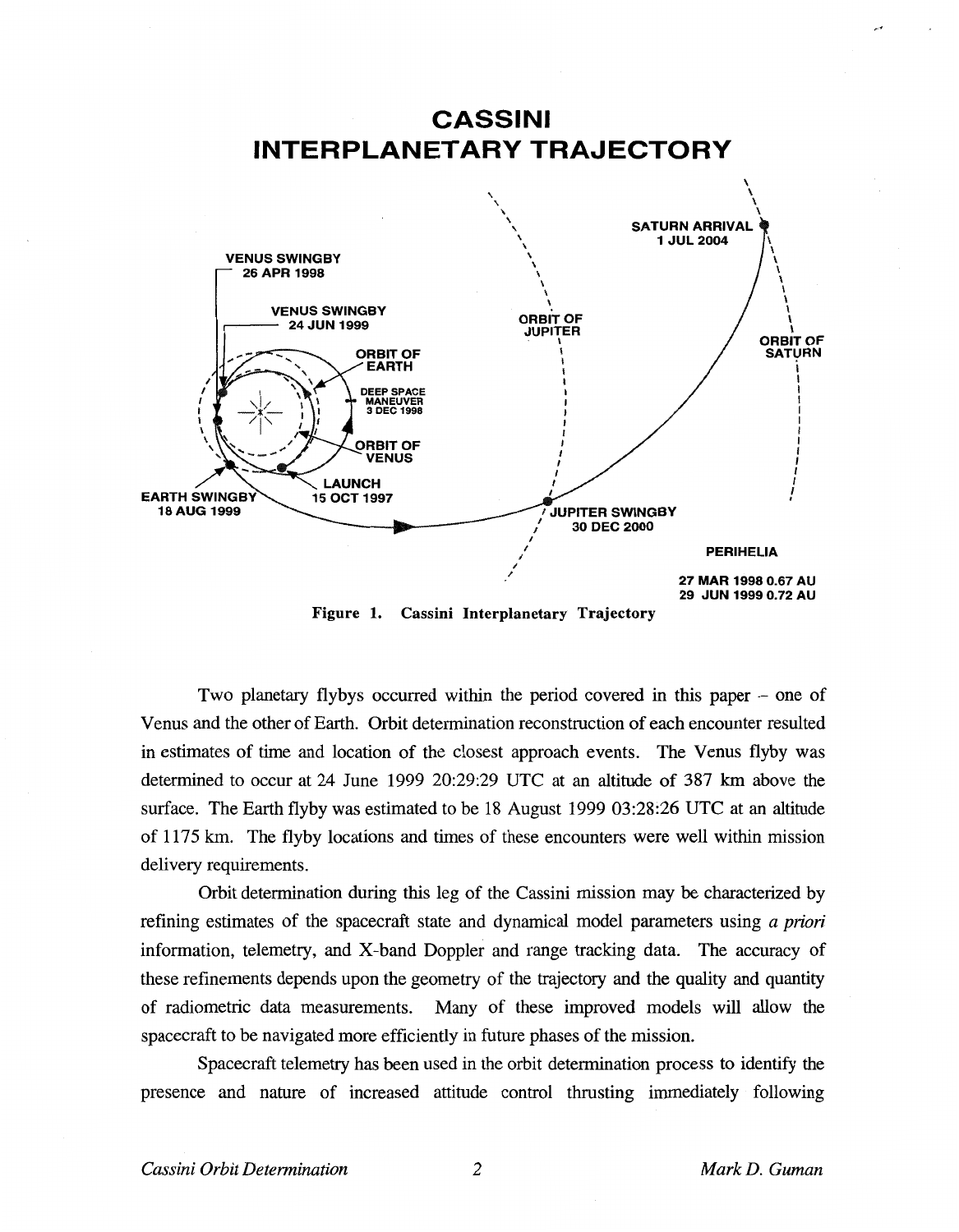**CASSINI INTERPLANETARY TRAJECTORY**

VENUS SWINGBY 26 APR 1998

VENUS SWINGBY 24 JUN 1999

ORBIT OF EARTH

DEEP SPACE MANEUVER 3 DEC 1998

ORBIT OF VENUS

LAUNCH 15 OCT 1997

EARTH SWINGBY 18 AUG 1999

ORBIT OF JUPITER

JUPITER SWINGBY 30 DEC 2000

SATURN ARRIVAL 1 JUL 2004

ORBIT OF SATURN

PERIHELIA

27 MAR 1998 0.67 AU
29 JUN 1999 0.72 AU

**Figure 1. Cassini Interplanetary Trajectory**

Two planetary flybys occurred within the period covered in this paper – one of Venus and the other of Earth. Orbit determination reconstruction of each encounter resulted in estimates of time and location of the closest approach events. The Venus flyby was determined to occur at 24 June 1999 20:29:29 UTC at an altitude of 387 km above the surface. The Earth flyby was estimated to be 18 August 1999 03:28:26 UTC at an altitude of 1175 km. The flyby locations and times of these encounters were well within mission delivery requirements.

Orbit determination during this leg of the Cassini mission may be characterized by refining estimates of the spacecraft state and dynamical model parameters using *a priori* information, telemetry, and X-band Doppler and range tracking data. The accuracy of these refinements depends upon the geometry of the trajectory and the quality and quantity of radiometric data measurements. Many of these improved models will allow the spacecraft to be navigated more efficiently in future phases of the mission.

Spacecraft telemetry has been used in the orbit determination process to identify the presence and nature of increased attitude control thrusting immediately following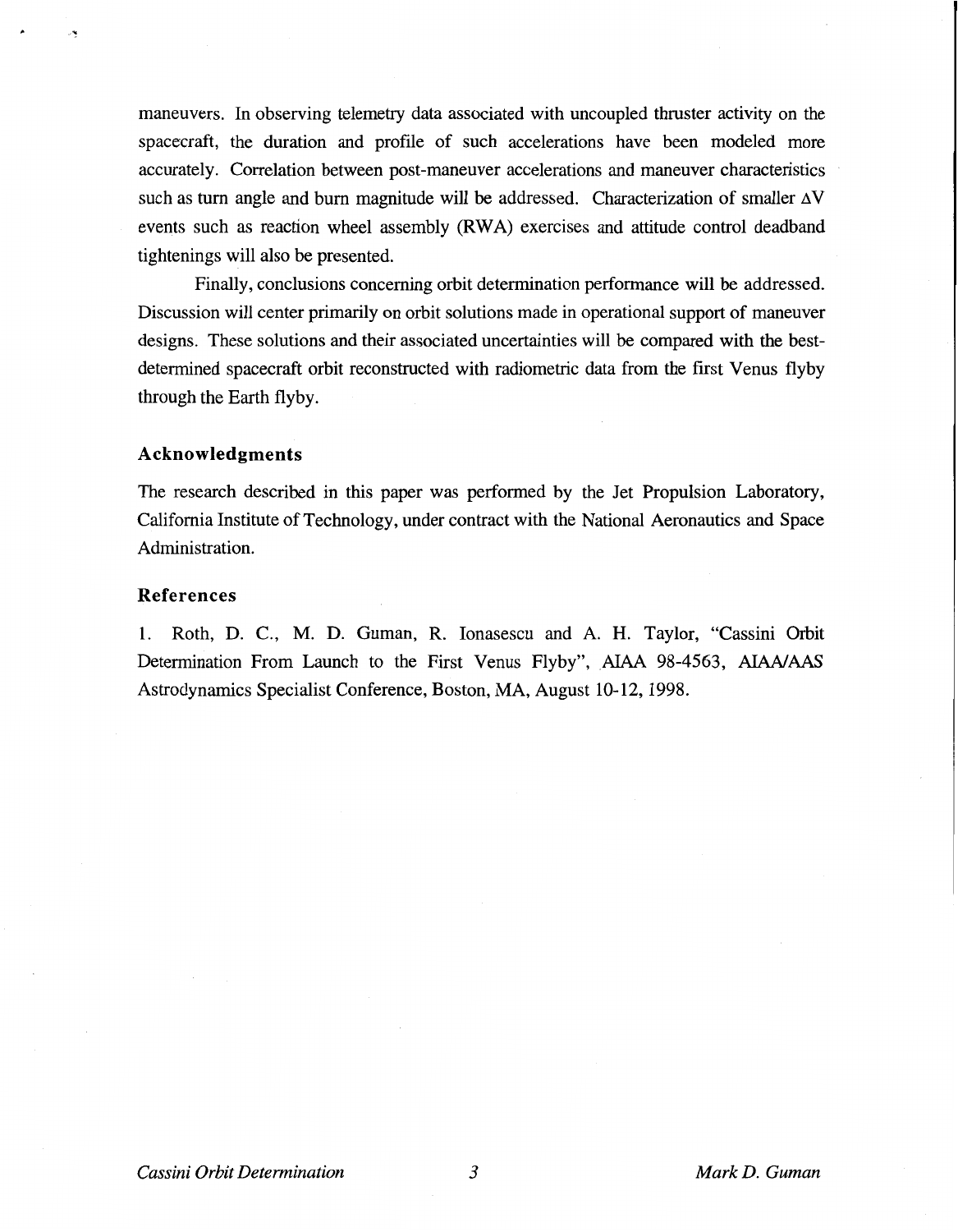maneuvers. In observing telemetry data associated with uncoupled thruster activity on the spacecraft, the duration and profile of such accelerations have been modeled more accurately. Correlation between post-maneuver accelerations and maneuver characteristics such as turn angle and burn magnitude will be addressed. Characterization of smaller $\Delta V$ events such as reaction wheel assembly (RWA) exercises and attitude control deadband tightenings will also be presented.

Finally, conclusions concerning orbit determination performance will be addressed. Discussion will center primarily on orbit solutions made in operational support of maneuver designs. These solutions and their associated uncertainties will be compared with the best-determined spacecraft orbit reconstructed with radiometric data from the first Venus flyby through the Earth flyby.

## Acknowledgments

The research described in this paper was performed by the Jet Propulsion Laboratory, California Institute of Technology, under contract with the National Aeronautics and Space Administration.

## References

1. Roth, D. C., M. D. Guman, R. Ionasescu and A. H. Taylor, "Cassini Orbit Determination From Launch to the First Venus Flyby", AIAA 98-4563, AIAA/AAS Astrodynamics Specialist Conference, Boston, MA, August 10-12, 1998.